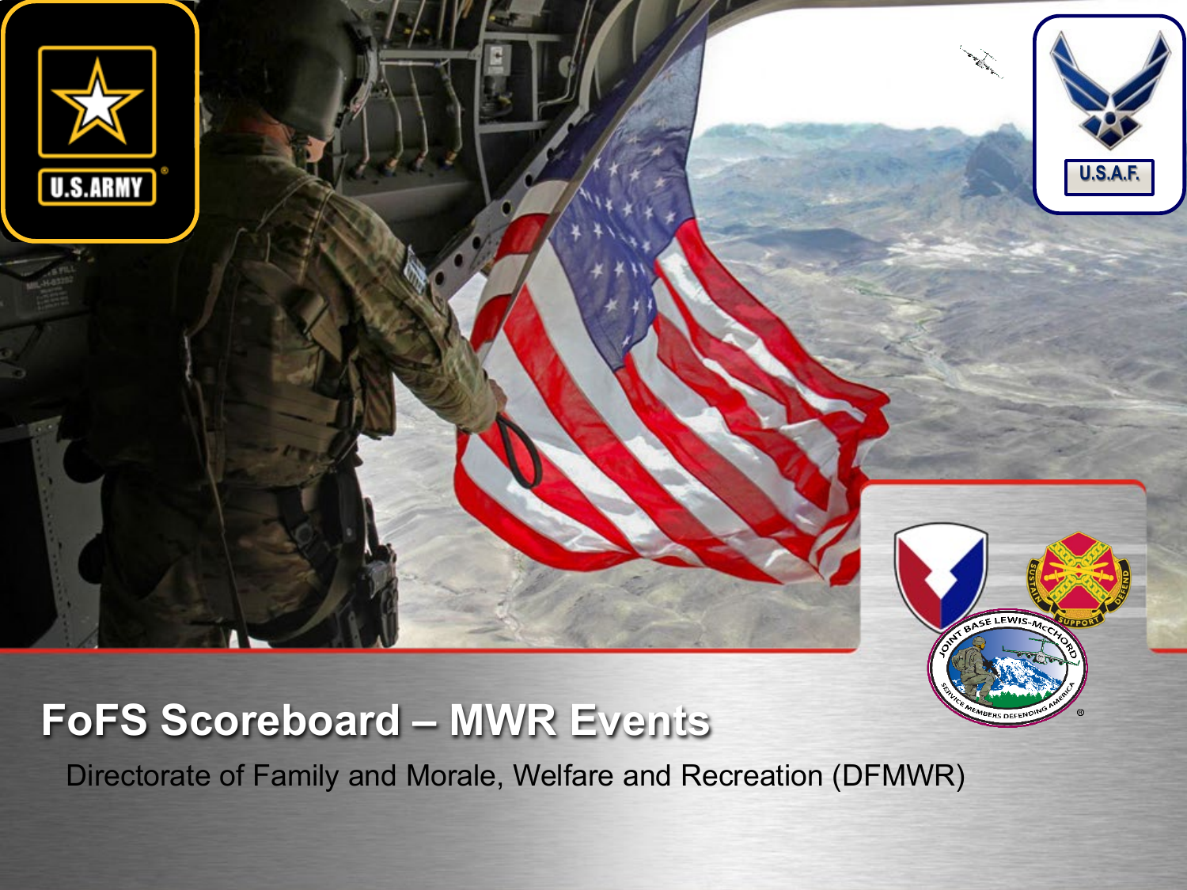# FoFS Scoreboard – MWR Events

Directorate of Family and Morale, Welfare and Recreation (DFMWR)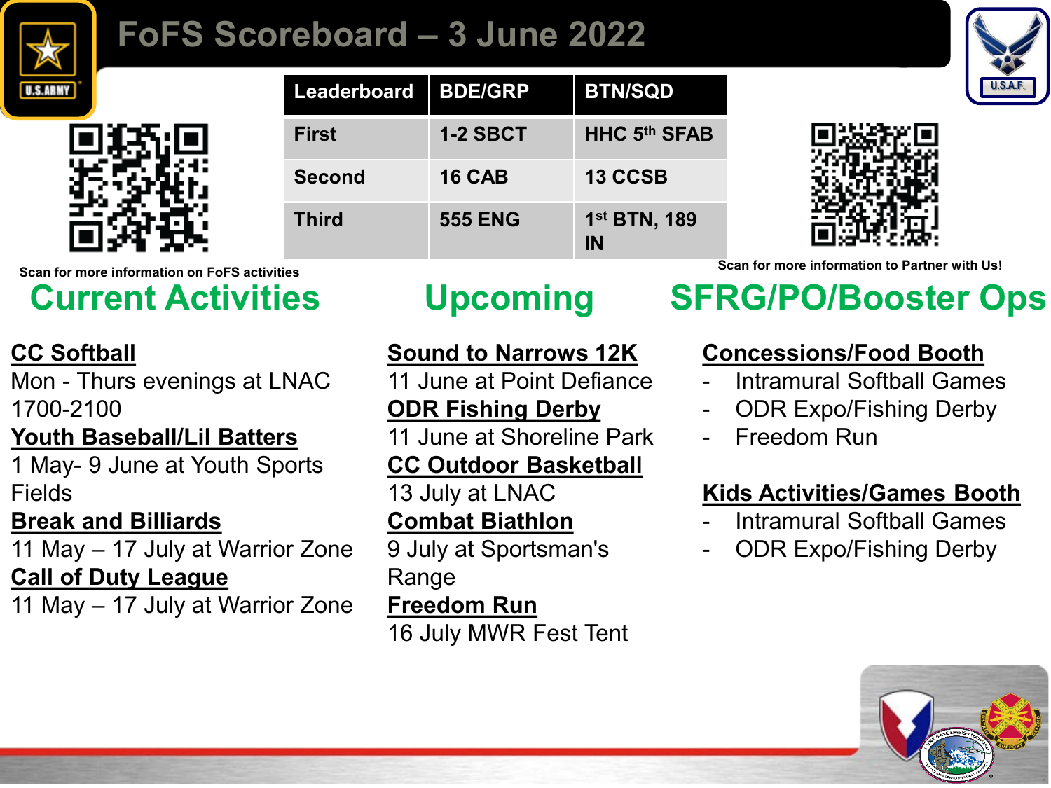# FoFS Scoreboard – 3 June 2022

| Leaderboard | BDE/GRP | BTN/SQD |
|---|---|---|
| First | 1-2 SBCT | HHC 5th SFAB |
| Second | 16 CAB | 13 CCSB |
| Third | 555 ENG | 1st BTN, 189 IN |

Scan for more information on FoFS activities

Scan for more information to Partner with Us!

## Current Activities

**CC Softball**
Mon - Thurs evenings at LNAC 1700-2100

**Youth Baseball/Lil Batters**
1 May- 9 June at Youth Sports Fields

**Break and Billiards**
11 May – 17 July at Warrior Zone

**Call of Duty League**
11 May – 17 July at Warrior Zone

## Upcoming

**Sound to Narrows 12K**
11 June at Point Defiance

**ODR Fishing Derby**
11 June at Shoreline Park

**CC Outdoor Basketball**
13 July at LNAC

**Combat Biathlon**
9 July at Sportsman's Range

**Freedom Run**
16 July MWR Fest Tent

## SFRG/PO/Booster Ops

**Concessions/Food Booth**

- Intramural Softball Games
- ODR Expo/Fishing Derby
- Freedom Run

**Kids Activities/Games Booth**

- Intramural Softball Games
- ODR Expo/Fishing Derby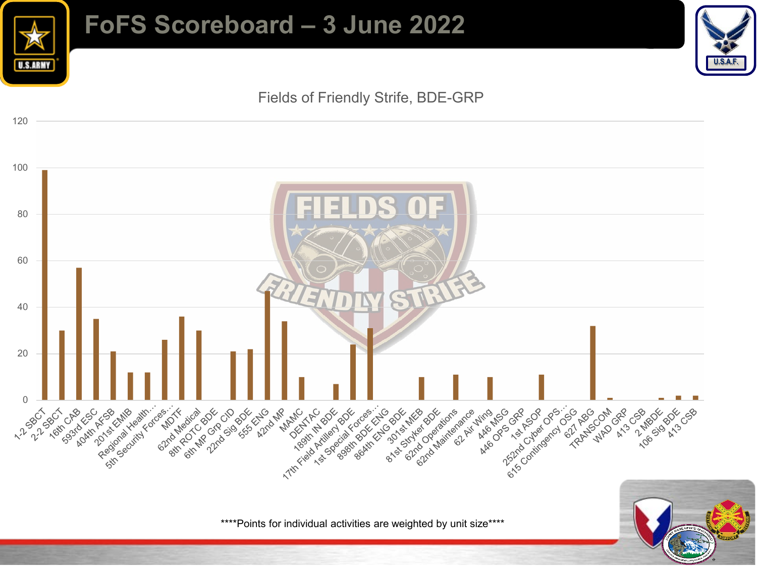# FoFS Scoreboard – 3 June 2022

## Fields of Friendly Strife, BDE-GRP

| Unit | Points (approx.) |
|---|---|
| 1-2 SBCT | 99 |
| 2-2 SBCT | 30 |
| 16th CAB | 57 |
| 593rd ESC | 35 |
| 404th AFSB | 21 |
| 201st EMIB | 12 |
| Regional Health… | 12 |
| 5th Security Forces… | 26 |
| MDTF | 36 |
| 62nd Medical | 30 |
| 8th ROTC BDE | 0 |
| 6th MP Grp CID | 21 |
| 22nd Sig BDE | 22 |
| 555 ENG | 47 |
| 42nd MP | 34 |
| MAMC | 10 |
| DENTAC | 0 |
| 189th IN BDE | 7 |
| 17th Field Artillery BDE | 24 |
| 1st Special Forces… | 31 |
| 898th BDE ENG | 0 |
| 864th ENG BDE | 0 |
| 301st MEB | 10 |
| 81st Stryker BDE | 0 |
| 62nd Operations | 11 |
| 62nd Maintenance | 0 |
| 62 Air Wing | 10 |
| 446 MSG | 0 |
| 446 OPS GRP | 0 |
| 1st ASOP | 11 |
| 252nd Cyber OPS… | 0 |
| 615 Contingency OSG | 0 |
| 627 ABG | 32 |
| TRANSCOM | 1 |
| WAD GRP | 0 |
| 413 CSB | 0 |
| 2 MBDE | 1 |
| 106 Sig BDE | 2 |
| 413 CSB | 2 |

****Points for individual activities are weighted by unit size****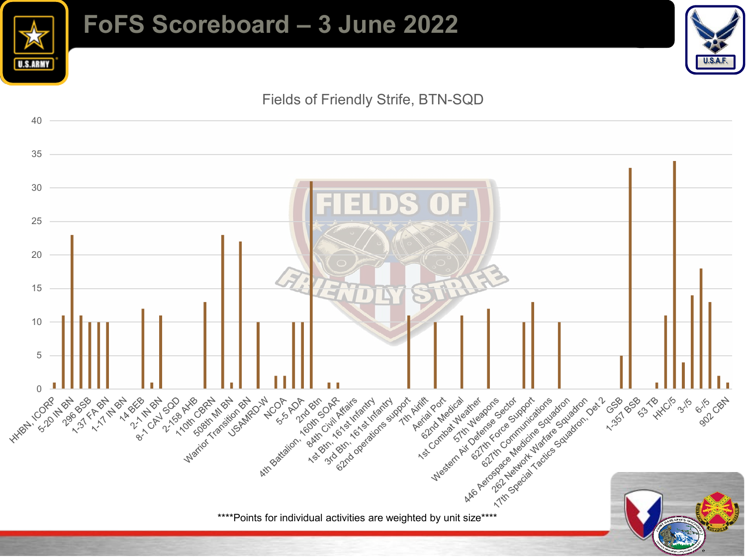# FoFS Scoreboard – 3 June 2022

Fields of Friendly Strife, BTN-SQD

40
35
30
25
20
15
10
5
0

HHBN, ICORP
5-20 IN BN
296 BSB
1-37 FA BN
1-17 IN BN
14 BEB
2-1 IN BN
8-1 CAV SQD
2-158 AHB
110th CBRN
508th MI BN
Warrior Transition BN
USAMRD-W
NCOA
5-5 ADA
2nd Btn
4th Battalion, 160th SOAR
84th Civil Affairs
1st Btn, 161st Infantry
3rd Btn, 161st Infantry
62nd operations support
7th Airlift
Aerial Port
62nd Medical
1st Combat Weather
57th Weapons
Western Air Defense Sector
627th Force Support
627th Communications
446 Aerospace Medicine Squadron
262 Network Warfare Squadron
17th Special Tactics Squadron, Det 2
GSB
1-357 BSB
53 TB
HHC/5
3-/5
6-/5
902 CBN

****Points for individual activities are weighted by unit size****